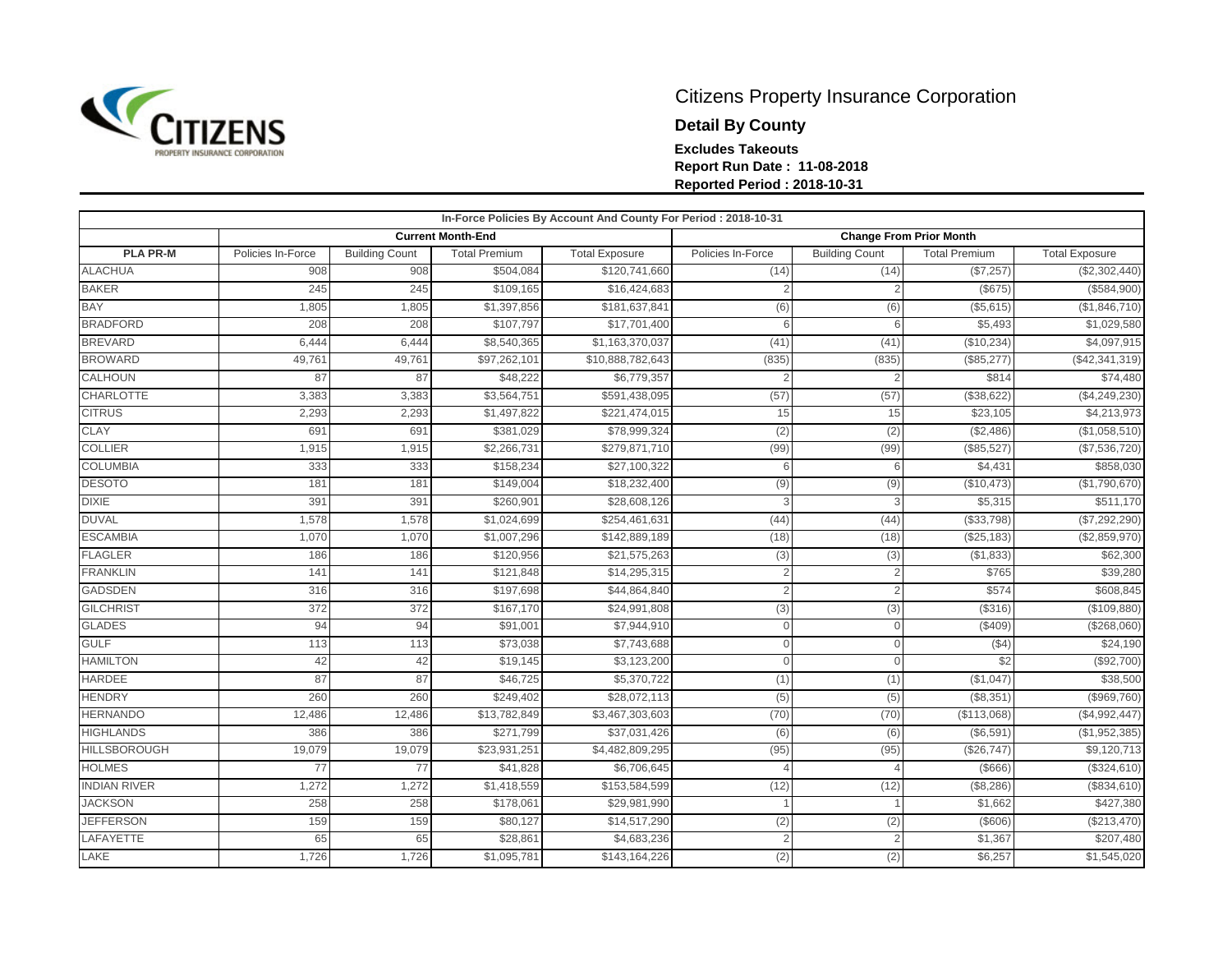# Citizens Property Insurance Corporation

**Detail By County**

**Excludes Takeouts**
**Report Run Date : 11-08-2018**
**Reported Period : 2018-10-31**

| In-Force Policies By Account And County For Period : 2018-10-31 | | | | | | | | |
|---|---|---|---|---|---|---|---|---|
| | Current Month-End | | | | Change From Prior Month | | | |
| PLA PR-M | Policies In-Force | Building Count | Total Premium | Total Exposure | Policies In-Force | Building Count | Total Premium | Total Exposure |
| ALACHUA | 908 | 908 | $504,084 | $120,741,660 | (14) | (14) | ($7,257) | ($2,302,440) |
| BAKER | 245 | 245 | $109,165 | $16,424,683 | 2 | 2 | ($675) | ($584,900) |
| BAY | 1,805 | 1,805 | $1,397,856 | $181,637,841 | (6) | (6) | ($5,615) | ($1,846,710) |
| BRADFORD | 208 | 208 | $107,797 | $17,701,400 | 6 | 6 | $5,493 | $1,029,580 |
| BREVARD | 6,444 | 6,444 | $8,540,365 | $1,163,370,037 | (41) | (41) | ($10,234) | $4,097,915 |
| BROWARD | 49,761 | 49,761 | $97,262,101 | $10,888,782,643 | (835) | (835) | ($85,277) | ($42,341,319) |
| CALHOUN | 87 | 87 | $48,222 | $6,779,357 | 2 | 2 | $814 | $74,480 |
| CHARLOTTE | 3,383 | 3,383 | $3,564,751 | $591,438,095 | (57) | (57) | ($38,622) | ($4,249,230) |
| CITRUS | 2,293 | 2,293 | $1,497,822 | $221,474,015 | 15 | 15 | $23,105 | $4,213,973 |
| CLAY | 691 | 691 | $381,029 | $78,999,324 | (2) | (2) | ($2,486) | ($1,058,510) |
| COLLIER | 1,915 | 1,915 | $2,266,731 | $279,871,710 | (99) | (99) | ($85,527) | ($7,536,720) |
| COLUMBIA | 333 | 333 | $158,234 | $27,100,322 | 6 | 6 | $4,431 | $858,030 |
| DESOTO | 181 | 181 | $149,004 | $18,232,400 | (9) | (9) | ($10,473) | ($1,790,670) |
| DIXIE | 391 | 391 | $260,901 | $28,608,126 | 3 | 3 | $5,315 | $511,170 |
| DUVAL | 1,578 | 1,578 | $1,024,699 | $254,461,631 | (44) | (44) | ($33,798) | ($7,292,290) |
| ESCAMBIA | 1,070 | 1,070 | $1,007,296 | $142,889,189 | (18) | (18) | ($25,183) | ($2,859,970) |
| FLAGLER | 186 | 186 | $120,956 | $21,575,263 | (3) | (3) | ($1,833) | $62,300 |
| FRANKLIN | 141 | 141 | $121,848 | $14,295,315 | 2 | 2 | $765 | $39,280 |
| GADSDEN | 316 | 316 | $197,698 | $44,864,840 | 2 | 2 | $574 | $608,845 |
| GILCHRIST | 372 | 372 | $167,170 | $24,991,808 | (3) | (3) | ($316) | ($109,880) |
| GLADES | 94 | 94 | $91,001 | $7,944,910 | 0 | 0 | ($409) | ($268,060) |
| GULF | 113 | 113 | $73,038 | $7,743,688 | 0 | 0 | ($4) | $24,190 |
| HAMILTON | 42 | 42 | $19,145 | $3,123,200 | 0 | 0 | $2 | ($92,700) |
| HARDEE | 87 | 87 | $46,725 | $5,370,722 | (1) | (1) | ($1,047) | $38,500 |
| HENDRY | 260 | 260 | $249,402 | $28,072,113 | (5) | (5) | ($8,351) | ($969,760) |
| HERNANDO | 12,486 | 12,486 | $13,782,849 | $3,467,303,603 | (70) | (70) | ($113,068) | ($4,992,447) |
| HIGHLANDS | 386 | 386 | $271,799 | $37,031,426 | (6) | (6) | ($6,591) | ($1,952,385) |
| HILLSBOROUGH | 19,079 | 19,079 | $23,931,251 | $4,482,809,295 | (95) | (95) | ($26,747) | $9,120,713 |
| HOLMES | 77 | 77 | $41,828 | $6,706,645 | 4 | 4 | ($666) | ($324,610) |
| INDIAN RIVER | 1,272 | 1,272 | $1,418,559 | $153,584,599 | (12) | (12) | ($8,286) | ($834,610) |
| JACKSON | 258 | 258 | $178,061 | $29,981,990 | 1 | 1 | $1,662 | $427,380 |
| JEFFERSON | 159 | 159 | $80,127 | $14,517,290 | (2) | (2) | ($606) | ($213,470) |
| LAFAYETTE | 65 | 65 | $28,861 | $4,683,236 | 2 | 2 | $1,367 | $207,480 |
| LAKE | 1,726 | 1,726 | $1,095,781 | $143,164,226 | (2) | (2) | $6,257 | $1,545,020 |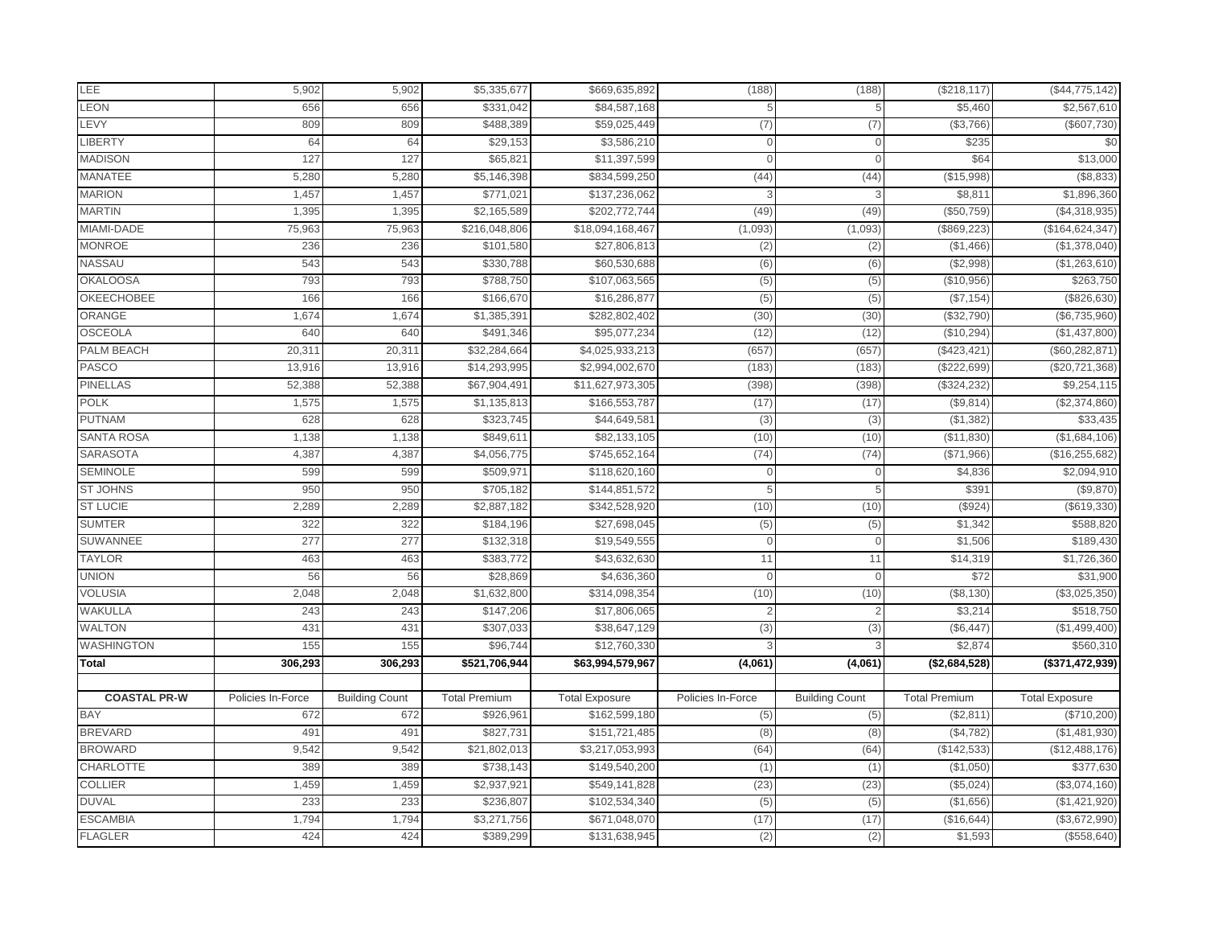| | | | | | | | | |
|---|---|---|---|---|---|---|---|---|
| LEE | 5,902 | 5,902 | $5,335,677 | $669,635,892 | (188) | (188) | ($218,117) | ($44,775,142) |
| LEON | 656 | 656 | $331,042 | $84,587,168 | 5 | 5 | $5,460 | $2,567,610 |
| LEVY | 809 | 809 | $488,389 | $59,025,449 | (7) | (7) | ($3,766) | ($607,730) |
| LIBERTY | 64 | 64 | $29,153 | $3,586,210 | 0 | 0 | $235 | $0 |
| MADISON | 127 | 127 | $65,821 | $11,397,599 | 0 | 0 | $64 | $13,000 |
| MANATEE | 5,280 | 5,280 | $5,146,398 | $834,599,250 | (44) | (44) | ($15,998) | ($8,833) |
| MARION | 1,457 | 1,457 | $771,021 | $137,236,062 | 3 | 3 | $8,811 | $1,896,360 |
| MARTIN | 1,395 | 1,395 | $2,165,589 | $202,772,744 | (49) | (49) | ($50,759) | ($4,318,935) |
| MIAMI-DADE | 75,963 | 75,963 | $216,048,806 | $18,094,168,467 | (1,093) | (1,093) | ($869,223) | ($164,624,347) |
| MONROE | 236 | 236 | $101,580 | $27,806,813 | (2) | (2) | ($1,466) | ($1,378,040) |
| NASSAU | 543 | 543 | $330,788 | $60,530,688 | (6) | (6) | ($2,998) | ($1,263,610) |
| OKALOOSA | 793 | 793 | $788,750 | $107,063,565 | (5) | (5) | ($10,956) | $263,750 |
| OKEECHOBEE | 166 | 166 | $166,670 | $16,286,877 | (5) | (5) | ($7,154) | ($826,630) |
| ORANGE | 1,674 | 1,674 | $1,385,391 | $282,802,402 | (30) | (30) | ($32,790) | ($6,735,960) |
| OSCEOLA | 640 | 640 | $491,346 | $95,077,234 | (12) | (12) | ($10,294) | ($1,437,800) |
| PALM BEACH | 20,311 | 20,311 | $32,284,664 | $4,025,933,213 | (657) | (657) | ($423,421) | ($60,282,871) |
| PASCO | 13,916 | 13,916 | $14,293,995 | $2,994,002,670 | (183) | (183) | ($222,699) | ($20,721,368) |
| PINELLAS | 52,388 | 52,388 | $67,904,491 | $11,627,973,305 | (398) | (398) | ($324,232) | $9,254,115 |
| POLK | 1,575 | 1,575 | $1,135,813 | $166,553,787 | (17) | (17) | ($9,814) | ($2,374,860) |
| PUTNAM | 628 | 628 | $323,745 | $44,649,581 | (3) | (3) | ($1,382) | $33,435 |
| SANTA ROSA | 1,138 | 1,138 | $849,611 | $82,133,105 | (10) | (10) | ($11,830) | ($1,684,106) |
| SARASOTA | 4,387 | 4,387 | $4,056,775 | $745,652,164 | (74) | (74) | ($71,966) | ($16,255,682) |
| SEMINOLE | 599 | 599 | $509,971 | $118,620,160 | 0 | 0 | $4,836 | $2,094,910 |
| ST JOHNS | 950 | 950 | $705,182 | $144,851,572 | 5 | 5 | $391 | ($9,870) |
| ST LUCIE | 2,289 | 2,289 | $2,887,182 | $342,528,920 | (10) | (10) | ($924) | ($619,330) |
| SUMTER | 322 | 322 | $184,196 | $27,698,045 | (5) | (5) | $1,342 | $588,820 |
| SUWANNEE | 277 | 277 | $132,318 | $19,549,555 | 0 | 0 | $1,506 | $189,430 |
| TAYLOR | 463 | 463 | $383,772 | $43,632,630 | 11 | 11 | $14,319 | $1,726,360 |
| UNION | 56 | 56 | $28,869 | $4,636,360 | 0 | 0 | $72 | $31,900 |
| VOLUSIA | 2,048 | 2,048 | $1,632,800 | $314,098,354 | (10) | (10) | ($8,130) | ($3,025,350) |
| WAKULLA | 243 | 243 | $147,206 | $17,806,065 | 2 | 2 | $3,214 | $518,750 |
| WALTON | 431 | 431 | $307,033 | $38,647,129 | (3) | (3) | ($6,447) | ($1,499,400) |
| WASHINGTON | 155 | 155 | $96,744 | $12,760,330 | 3 | 3 | $2,874 | $560,310 |
| **Total** | **306,293** | **306,293** | **$521,706,944** | **$63,994,579,967** | **(4,061)** | **(4,061)** | **($2,684,528)** | **($371,472,939)** |

| **COASTAL PR-W** | Policies In-Force | Building Count | Total Premium | Total Exposure | Policies In-Force | Building Count | Total Premium | Total Exposure |
|---|---|---|---|---|---|---|---|---|
| BAY | 672 | 672 | $926,961 | $162,599,180 | (5) | (5) | ($2,811) | ($710,200) |
| BREVARD | 491 | 491 | $827,731 | $151,721,485 | (8) | (8) | ($4,782) | ($1,481,930) |
| BROWARD | 9,542 | 9,542 | $21,802,013 | $3,217,053,993 | (64) | (64) | ($142,533) | ($12,488,176) |
| CHARLOTTE | 389 | 389 | $738,143 | $149,540,200 | (1) | (1) | ($1,050) | $377,630 |
| COLLIER | 1,459 | 1,459 | $2,937,921 | $549,141,828 | (23) | (23) | ($5,024) | ($3,074,160) |
| DUVAL | 233 | 233 | $236,807 | $102,534,340 | (5) | (5) | ($1,656) | ($1,421,920) |
| ESCAMBIA | 1,794 | 1,794 | $3,271,756 | $671,048,070 | (17) | (17) | ($16,644) | ($3,672,990) |
| FLAGLER | 424 | 424 | $389,299 | $131,638,945 | (2) | (2) | $1,593 | ($558,640) |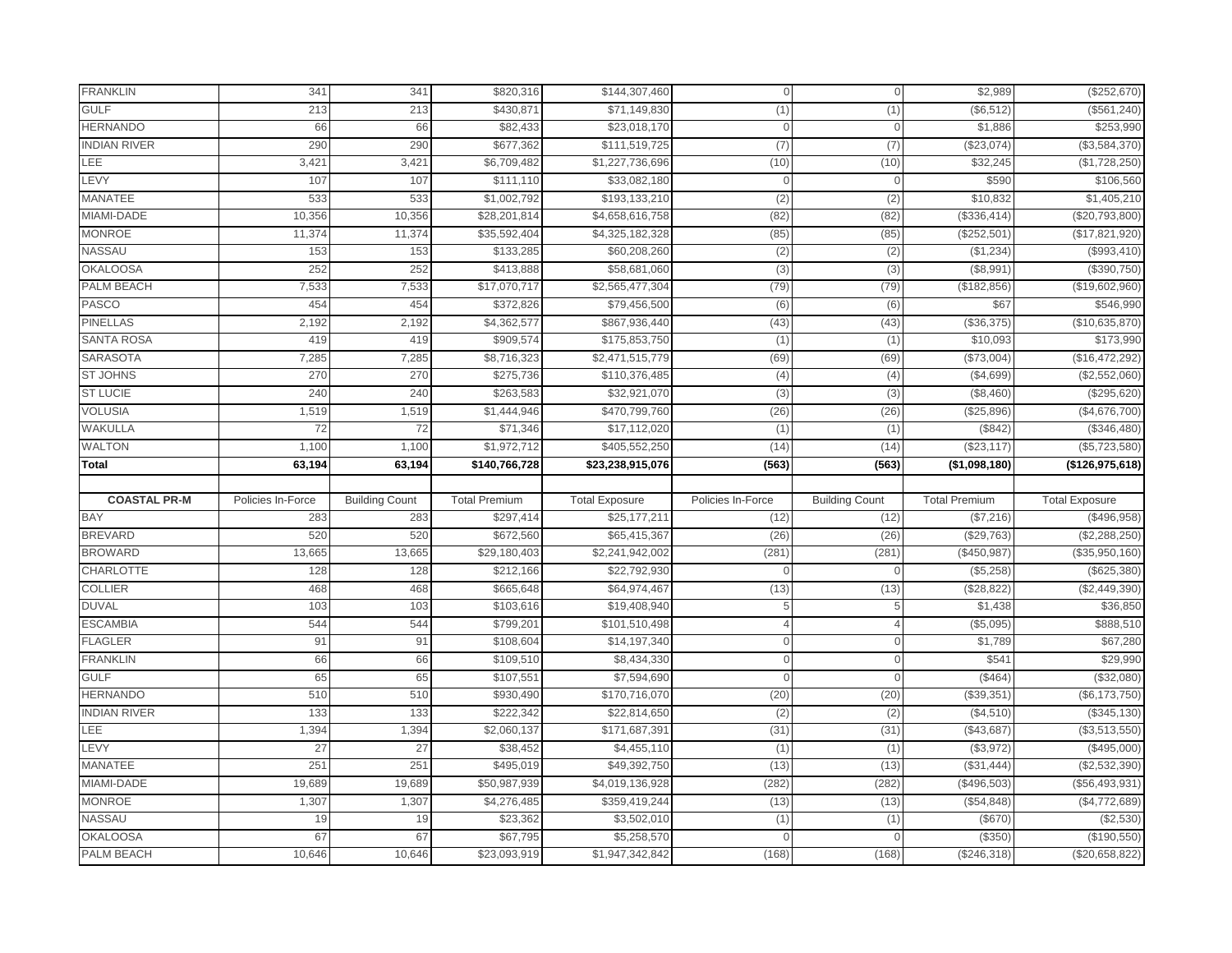| | | | | | | | | |
|---|---|---|---|---|---|---|---|---|
| FRANKLIN | 341 | 341 | $820,316 | $144,307,460 | 0 | 0 | $2,989 | ($252,670) |
| GULF | 213 | 213 | $430,871 | $71,149,830 | (1) | (1) | ($6,512) | ($561,240) |
| HERNANDO | 66 | 66 | $82,433 | $23,018,170 | 0 | 0 | $1,886 | $253,990 |
| INDIAN RIVER | 290 | 290 | $677,362 | $111,519,725 | (7) | (7) | ($23,074) | ($3,584,370) |
| LEE | 3,421 | 3,421 | $6,709,482 | $1,227,736,696 | (10) | (10) | $32,245 | ($1,728,250) |
| LEVY | 107 | 107 | $111,110 | $33,082,180 | 0 | 0 | $590 | $106,560 |
| MANATEE | 533 | 533 | $1,002,792 | $193,133,210 | (2) | (2) | $10,832 | $1,405,210 |
| MIAMI-DADE | 10,356 | 10,356 | $28,201,814 | $4,658,616,758 | (82) | (82) | ($336,414) | ($20,793,800) |
| MONROE | 11,374 | 11,374 | $35,592,404 | $4,325,182,328 | (85) | (85) | ($252,501) | ($17,821,920) |
| NASSAU | 153 | 153 | $133,285 | $60,208,260 | (2) | (2) | ($1,234) | ($993,410) |
| OKALOOSA | 252 | 252 | $413,888 | $58,681,060 | (3) | (3) | ($8,991) | ($390,750) |
| PALM BEACH | 7,533 | 7,533 | $17,070,717 | $2,565,477,304 | (79) | (79) | ($182,856) | ($19,602,960) |
| PASCO | 454 | 454 | $372,826 | $79,456,500 | (6) | (6) | $67 | $546,990 |
| PINELLAS | 2,192 | 2,192 | $4,362,577 | $867,936,440 | (43) | (43) | ($36,375) | ($10,635,870) |
| SANTA ROSA | 419 | 419 | $909,574 | $175,853,750 | (1) | (1) | $10,093 | $173,990 |
| SARASOTA | 7,285 | 7,285 | $8,716,323 | $2,471,515,779 | (69) | (69) | ($73,004) | ($16,472,292) |
| ST JOHNS | 270 | 270 | $275,736 | $110,376,485 | (4) | (4) | ($4,699) | ($2,552,060) |
| ST LUCIE | 240 | 240 | $263,583 | $32,921,070 | (3) | (3) | ($8,460) | ($295,620) |
| VOLUSIA | 1,519 | 1,519 | $1,444,946 | $470,799,760 | (26) | (26) | ($25,896) | ($4,676,700) |
| WAKULLA | 72 | 72 | $71,346 | $17,112,020 | (1) | (1) | ($842) | ($346,480) |
| WALTON | 1,100 | 1,100 | $1,972,712 | $405,552,250 | (14) | (14) | ($23,117) | ($5,723,580) |
| **Total** | **63,194** | **63,194** | **$140,766,728** | **$23,238,915,076** | **(563)** | **(563)** | **($1,098,180)** | **($126,975,618)** |

| **COASTAL PR-M** | Policies In-Force | Building Count | Total Premium | Total Exposure | Policies In-Force | Building Count | Total Premium | Total Exposure |
|---|---|---|---|---|---|---|---|---|
| BAY | 283 | 283 | $297,414 | $25,177,211 | (12) | (12) | ($7,216) | ($496,958) |
| BREVARD | 520 | 520 | $672,560 | $65,415,367 | (26) | (26) | ($29,763) | ($2,288,250) |
| BROWARD | 13,665 | 13,665 | $29,180,403 | $2,241,942,002 | (281) | (281) | ($450,987) | ($35,950,160) |
| CHARLOTTE | 128 | 128 | $212,166 | $22,792,930 | 0 | 0 | ($5,258) | ($625,380) |
| COLLIER | 468 | 468 | $665,648 | $64,974,467 | (13) | (13) | ($28,822) | ($2,449,390) |
| DUVAL | 103 | 103 | $103,616 | $19,408,940 | 5 | 5 | $1,438 | $36,850 |
| ESCAMBIA | 544 | 544 | $799,201 | $101,510,498 | 4 | 4 | ($5,095) | $888,510 |
| FLAGLER | 91 | 91 | $108,604 | $14,197,340 | 0 | 0 | $1,789 | $67,280 |
| FRANKLIN | 66 | 66 | $109,510 | $8,434,330 | 0 | 0 | $541 | $29,990 |
| GULF | 65 | 65 | $107,551 | $7,594,690 | 0 | 0 | ($464) | ($32,080) |
| HERNANDO | 510 | 510 | $930,490 | $170,716,070 | (20) | (20) | ($39,351) | ($6,173,750) |
| INDIAN RIVER | 133 | 133 | $222,342 | $22,814,650 | (2) | (2) | ($4,510) | ($345,130) |
| LEE | 1,394 | 1,394 | $2,060,137 | $171,687,391 | (31) | (31) | ($43,687) | ($3,513,550) |
| LEVY | 27 | 27 | $38,452 | $4,455,110 | (1) | (1) | ($3,972) | ($495,000) |
| MANATEE | 251 | 251 | $495,019 | $49,392,750 | (13) | (13) | ($31,444) | ($2,532,390) |
| MIAMI-DADE | 19,689 | 19,689 | $50,987,939 | $4,019,136,928 | (282) | (282) | ($496,503) | ($56,493,931) |
| MONROE | 1,307 | 1,307 | $4,276,485 | $359,419,244 | (13) | (13) | ($54,848) | ($4,772,689) |
| NASSAU | 19 | 19 | $23,362 | $3,502,010 | (1) | (1) | ($670) | ($2,530) |
| OKALOOSA | 67 | 67 | $67,795 | $5,258,570 | 0 | 0 | ($350) | ($190,550) |
| PALM BEACH | 10,646 | 10,646 | $23,093,919 | $1,947,342,842 | (168) | (168) | ($246,318) | ($20,658,822) |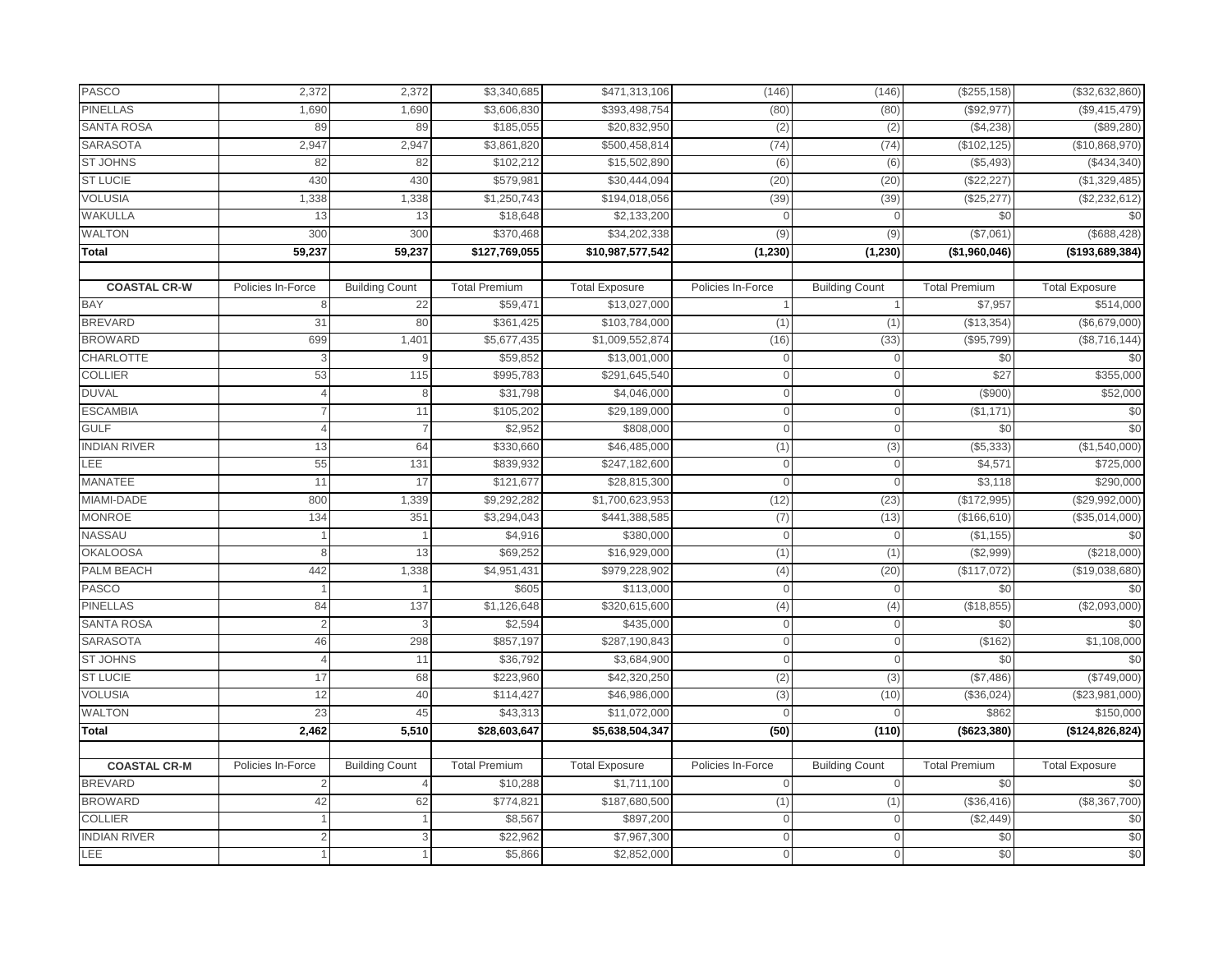| | | | | | | | | |
|---|---|---|---|---|---|---|---|---|
| PASCO | 2,372 | 2,372 | $3,340,685 | $471,313,106 | (146) | (146) | ($255,158) | ($32,632,860) |
| PINELLAS | 1,690 | 1,690 | $3,606,830 | $393,498,754 | (80) | (80) | ($92,977) | ($9,415,479) |
| SANTA ROSA | 89 | 89 | $185,055 | $20,832,950 | (2) | (2) | ($4,238) | ($89,280) |
| SARASOTA | 2,947 | 2,947 | $3,861,820 | $500,458,814 | (74) | (74) | ($102,125) | ($10,868,970) |
| ST JOHNS | 82 | 82 | $102,212 | $15,502,890 | (6) | (6) | ($5,493) | ($434,340) |
| ST LUCIE | 430 | 430 | $579,981 | $30,444,094 | (20) | (20) | ($22,227) | ($1,329,485) |
| VOLUSIA | 1,338 | 1,338 | $1,250,743 | $194,018,056 | (39) | (39) | ($25,277) | ($2,232,612) |
| WAKULLA | 13 | 13 | $18,648 | $2,133,200 | 0 | 0 | $0 | $0 |
| WALTON | 300 | 300 | $370,468 | $34,202,338 | (9) | (9) | ($7,061) | ($688,428) |
| **Total** | **59,237** | **59,237** | **$127,769,055** | **$10,987,577,542** | **(1,230)** | **(1,230)** | **($1,960,046)** | **($193,689,384)** |

| COASTAL CR-W | Policies In-Force | Building Count | Total Premium | Total Exposure | Policies In-Force | Building Count | Total Premium | Total Exposure |
|---|---|---|---|---|---|---|---|---|
| BAY | 8 | 22 | $59,471 | $13,027,000 | 1 | 1 | $7,957 | $514,000 |
| BREVARD | 31 | 80 | $361,425 | $103,784,000 | (1) | (1) | ($13,354) | ($6,679,000) |
| BROWARD | 699 | 1,401 | $5,677,435 | $1,009,552,874 | (16) | (33) | ($95,799) | ($8,716,144) |
| CHARLOTTE | 3 | 9 | $59,852 | $13,001,000 | 0 | 0 | $0 | $0 |
| COLLIER | 53 | 115 | $995,783 | $291,645,540 | 0 | 0 | $27 | $355,000 |
| DUVAL | 4 | 8 | $31,798 | $4,046,000 | 0 | 0 | ($900) | $52,000 |
| ESCAMBIA | 7 | 11 | $105,202 | $29,189,000 | 0 | 0 | ($1,171) | $0 |
| GULF | 4 | 7 | $2,952 | $808,000 | 0 | 0 | $0 | $0 |
| INDIAN RIVER | 13 | 64 | $330,660 | $46,485,000 | (1) | (3) | ($5,333) | ($1,540,000) |
| LEE | 55 | 131 | $839,932 | $247,182,600 | 0 | 0 | $4,571 | $725,000 |
| MANATEE | 11 | 17 | $121,677 | $28,815,300 | 0 | 0 | $3,118 | $290,000 |
| MIAMI-DADE | 800 | 1,339 | $9,292,282 | $1,700,623,953 | (12) | (23) | ($172,995) | ($29,992,000) |
| MONROE | 134 | 351 | $3,294,043 | $441,388,585 | (7) | (13) | ($166,610) | ($35,014,000) |
| NASSAU | 1 | 1 | $4,916 | $380,000 | 0 | 0 | ($1,155) | $0 |
| OKALOOSA | 8 | 13 | $69,252 | $16,929,000 | (1) | (1) | ($2,999) | ($218,000) |
| PALM BEACH | 442 | 1,338 | $4,951,431 | $979,228,902 | (4) | (20) | ($117,072) | ($19,038,680) |
| PASCO | 1 | 1 | $605 | $113,000 | 0 | 0 | $0 | $0 |
| PINELLAS | 84 | 137 | $1,126,648 | $320,615,600 | (4) | (4) | ($18,855) | ($2,093,000) |
| SANTA ROSA | 2 | 3 | $2,594 | $435,000 | 0 | 0 | $0 | $0 |
| SARASOTA | 46 | 298 | $857,197 | $287,190,843 | 0 | 0 | ($162) | $1,108,000 |
| ST JOHNS | 4 | 11 | $36,792 | $3,684,900 | 0 | 0 | $0 | $0 |
| ST LUCIE | 17 | 68 | $223,960 | $42,320,250 | (2) | (3) | ($7,486) | ($749,000) |
| VOLUSIA | 12 | 40 | $114,427 | $46,986,000 | (3) | (10) | ($36,024) | ($23,981,000) |
| WALTON | 23 | 45 | $43,313 | $11,072,000 | 0 | 0 | $862 | $150,000 |
| **Total** | **2,462** | **5,510** | **$28,603,647** | **$5,638,504,347** | **(50)** | **(110)** | **($623,380)** | **($124,826,824)** |

| COASTAL CR-M | Policies In-Force | Building Count | Total Premium | Total Exposure | Policies In-Force | Building Count | Total Premium | Total Exposure |
|---|---|---|---|---|---|---|---|---|
| BREVARD | 2 | 4 | $10,288 | $1,711,100 | 0 | 0 | $0 | $0 |
| BROWARD | 42 | 62 | $774,821 | $187,680,500 | (1) | (1) | ($36,416) | ($8,367,700) |
| COLLIER | 1 | 1 | $8,567 | $897,200 | 0 | 0 | ($2,449) | $0 |
| INDIAN RIVER | 2 | 3 | $22,962 | $7,967,300 | 0 | 0 | $0 | $0 |
| LEE | 1 | 1 | $5,866 | $2,852,000 | 0 | 0 | $0 | $0 |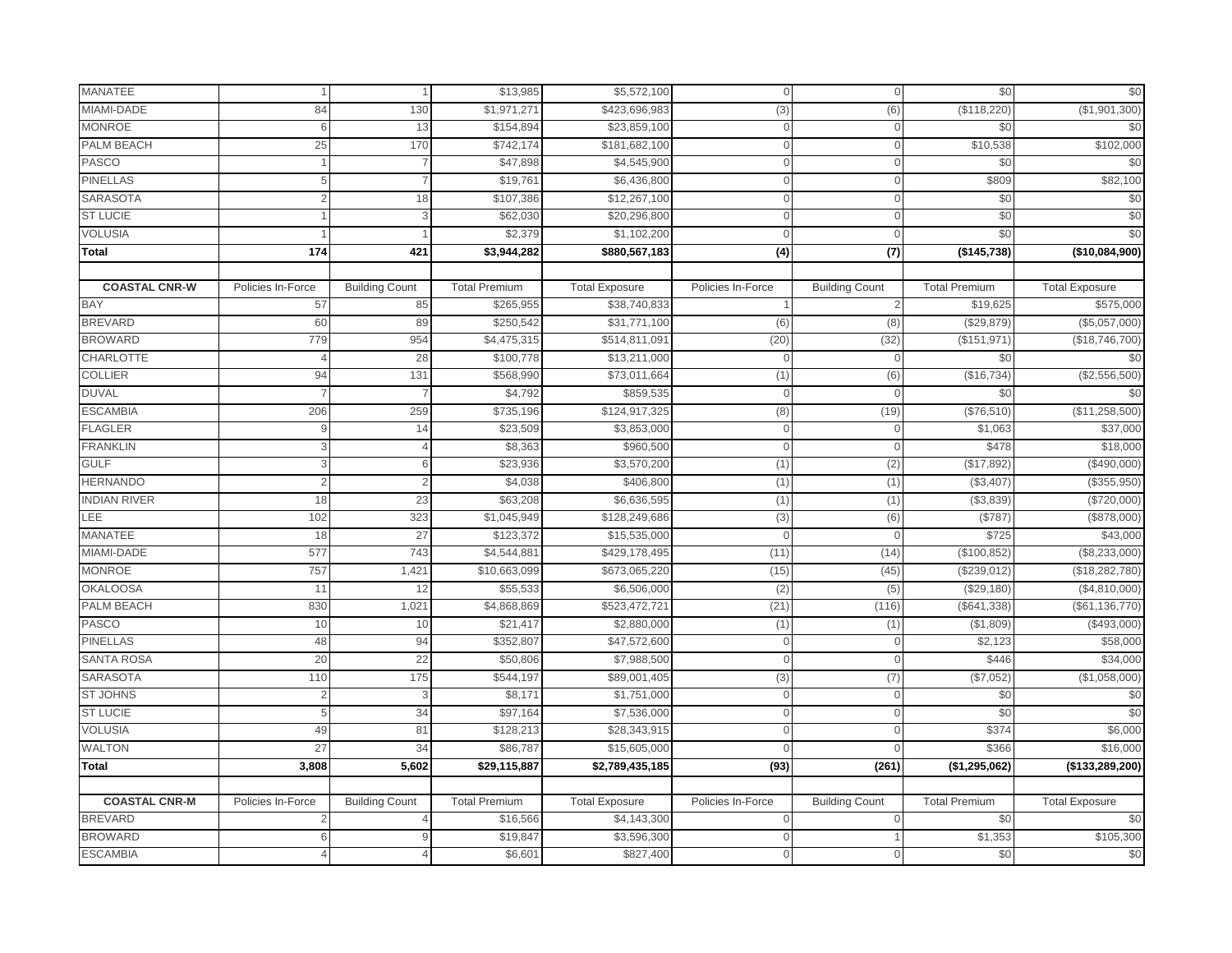| | | | | | | | | |
|---|---|---|---|---|---|---|---|---|
| MANATEE | 1 | 1 | $13,985 | $5,572,100 | 0 | 0 | $0 | $0 |
| MIAMI-DADE | 84 | 130 | $1,971,271 | $423,696,983 | (3) | (6) | ($118,220) | ($1,901,300) |
| MONROE | 6 | 13 | $154,894 | $23,859,100 | 0 | 0 | $0 | $0 |
| PALM BEACH | 25 | 170 | $742,174 | $181,682,100 | 0 | 0 | $10,538 | $102,000 |
| PASCO | 1 | 7 | $47,898 | $4,545,900 | 0 | 0 | $0 | $0 |
| PINELLAS | 5 | 7 | $19,761 | $6,436,800 | 0 | 0 | $809 | $82,100 |
| SARASOTA | 2 | 18 | $107,386 | $12,267,100 | 0 | 0 | $0 | $0 |
| ST LUCIE | 1 | 3 | $62,030 | $20,296,800 | 0 | 0 | $0 | $0 |
| VOLUSIA | 1 | 1 | $2,379 | $1,102,200 | 0 | 0 | $0 | $0 |
| **Total** | **174** | **421** | **$3,944,282** | **$880,567,183** | **(4)** | **(7)** | **($145,738)** | **($10,084,900)** |

| **COASTAL CNR-W** | Policies In-Force | Building Count | Total Premium | Total Exposure | Policies In-Force | Building Count | Total Premium | Total Exposure |
|---|---|---|---|---|---|---|---|---|
| BAY | 57 | 85 | $265,955 | $38,740,833 | 1 | 2 | $19,625 | $575,000 |
| BREVARD | 60 | 89 | $250,542 | $31,771,100 | (6) | (8) | ($29,879) | ($5,057,000) |
| BROWARD | 779 | 954 | $4,475,315 | $514,811,091 | (20) | (32) | ($151,971) | ($18,746,700) |
| CHARLOTTE | 4 | 28 | $100,778 | $13,211,000 | 0 | 0 | $0 | $0 |
| COLLIER | 94 | 131 | $568,990 | $73,011,664 | (1) | (6) | ($16,734) | ($2,556,500) |
| DUVAL | 7 | 7 | $4,792 | $859,535 | 0 | 0 | $0 | $0 |
| ESCAMBIA | 206 | 259 | $735,196 | $124,917,325 | (8) | (19) | ($76,510) | ($11,258,500) |
| FLAGLER | 9 | 14 | $23,509 | $3,853,000 | 0 | 0 | $1,063 | $37,000 |
| FRANKLIN | 3 | 4 | $8,363 | $960,500 | 0 | 0 | $478 | $18,000 |
| GULF | 3 | 6 | $23,936 | $3,570,200 | (1) | (2) | ($17,892) | ($490,000) |
| HERNANDO | 2 | 2 | $4,038 | $406,800 | (1) | (1) | ($3,407) | ($355,950) |
| INDIAN RIVER | 18 | 23 | $63,208 | $6,636,595 | (1) | (1) | ($3,839) | ($720,000) |
| LEE | 102 | 323 | $1,045,949 | $128,249,686 | (3) | (6) | ($787) | ($878,000) |
| MANATEE | 18 | 27 | $123,372 | $15,535,000 | 0 | 0 | $725 | $43,000 |
| MIAMI-DADE | 577 | 743 | $4,544,881 | $429,178,495 | (11) | (14) | ($100,852) | ($8,233,000) |
| MONROE | 757 | 1,421 | $10,663,099 | $673,065,220 | (15) | (45) | ($239,012) | ($18,282,780) |
| OKALOOSA | 11 | 12 | $55,533 | $6,506,000 | (2) | (5) | ($29,180) | ($4,810,000) |
| PALM BEACH | 830 | 1,021 | $4,868,869 | $523,472,721 | (21) | (116) | ($641,338) | ($61,136,770) |
| PASCO | 10 | 10 | $21,417 | $2,880,000 | (1) | (1) | ($1,809) | ($493,000) |
| PINELLAS | 48 | 94 | $352,807 | $47,572,600 | 0 | 0 | $2,123 | $58,000 |
| SANTA ROSA | 20 | 22 | $50,806 | $7,988,500 | 0 | 0 | $446 | $34,000 |
| SARASOTA | 110 | 175 | $544,197 | $89,001,405 | (3) | (7) | ($7,052) | ($1,058,000) |
| ST JOHNS | 2 | 3 | $8,171 | $1,751,000 | 0 | 0 | $0 | $0 |
| ST LUCIE | 5 | 34 | $97,164 | $7,536,000 | 0 | 0 | $0 | $0 |
| VOLUSIA | 49 | 81 | $128,213 | $28,343,915 | 0 | 0 | $374 | $6,000 |
| WALTON | 27 | 34 | $86,787 | $15,605,000 | 0 | 0 | $366 | $16,000 |
| **Total** | **3,808** | **5,602** | **$29,115,887** | **$2,789,435,185** | **(93)** | **(261)** | **($1,295,062)** | **($133,289,200)** |

| **COASTAL CNR-M** | Policies In-Force | Building Count | Total Premium | Total Exposure | Policies In-Force | Building Count | Total Premium | Total Exposure |
|---|---|---|---|---|---|---|---|---|
| BREVARD | 2 | 4 | $16,566 | $4,143,300 | 0 | 0 | $0 | $0 |
| BROWARD | 6 | 9 | $19,847 | $3,596,300 | 0 | 1 | $1,353 | $105,300 |
| ESCAMBIA | 4 | 4 | $6,601 | $827,400 | 0 | 0 | $0 | $0 |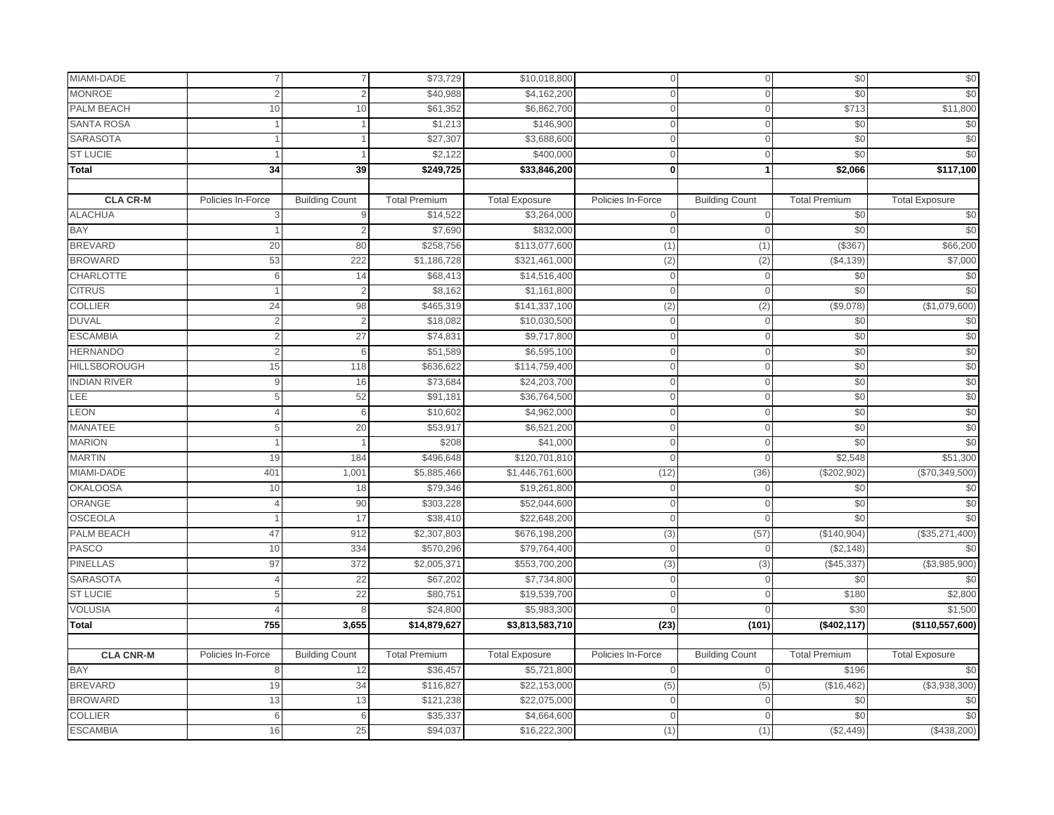| | | | | | | | | |
|---|---|---|---|---|---|---|---|---|
| MIAMI-DADE | 7 | 7 | $73,729 | $10,018,800 | 0 | 0 | $0 | $0 |
| MONROE | 2 | 2 | $40,988 | $4,162,200 | 0 | 0 | $0 | $0 |
| PALM BEACH | 10 | 10 | $61,352 | $6,862,700 | 0 | 0 | $713 | $11,800 |
| SANTA ROSA | 1 | 1 | $1,213 | $146,900 | 0 | 0 | $0 | $0 |
| SARASOTA | 1 | 1 | $27,307 | $3,688,600 | 0 | 0 | $0 | $0 |
| ST LUCIE | 1 | 1 | $2,122 | $400,000 | 0 | 0 | $0 | $0 |
| **Total** | **34** | **39** | **$249,725** | **$33,846,200** | **0** | **1** | **$2,066** | **$117,100** |

| CLA CR-M | Policies In-Force | Building Count | Total Premium | Total Exposure | Policies In-Force | Building Count | Total Premium | Total Exposure |
|---|---|---|---|---|---|---|---|---|
| ALACHUA | 3 | 9 | $14,522 | $3,264,000 | 0 | 0 | $0 | $0 |
| BAY | 1 | 2 | $7,690 | $832,000 | 0 | 0 | $0 | $0 |
| BREVARD | 20 | 80 | $258,756 | $113,077,600 | (1) | (1) | ($367) | $66,200 |
| BROWARD | 53 | 222 | $1,186,728 | $321,461,000 | (2) | (2) | ($4,139) | $7,000 |
| CHARLOTTE | 6 | 14 | $68,413 | $14,516,400 | 0 | 0 | $0 | $0 |
| CITRUS | 1 | 2 | $8,162 | $1,161,800 | 0 | 0 | $0 | $0 |
| COLLIER | 24 | 98 | $465,319 | $141,337,100 | (2) | (2) | ($9,078) | ($1,079,600) |
| DUVAL | 2 | 2 | $18,082 | $10,030,500 | 0 | 0 | $0 | $0 |
| ESCAMBIA | 2 | 27 | $74,831 | $9,717,800 | 0 | 0 | $0 | $0 |
| HERNANDO | 2 | 6 | $51,589 | $6,595,100 | 0 | 0 | $0 | $0 |
| HILLSBOROUGH | 15 | 118 | $636,622 | $114,759,400 | 0 | 0 | $0 | $0 |
| INDIAN RIVER | 9 | 16 | $73,684 | $24,203,700 | 0 | 0 | $0 | $0 |
| LEE | 5 | 52 | $91,181 | $36,764,500 | 0 | 0 | $0 | $0 |
| LEON | 4 | 6 | $10,602 | $4,962,000 | 0 | 0 | $0 | $0 |
| MANATEE | 5 | 20 | $53,917 | $6,521,200 | 0 | 0 | $0 | $0 |
| MARION | 1 | 1 | $208 | $41,000 | 0 | 0 | $0 | $0 |
| MARTIN | 19 | 184 | $496,648 | $120,701,810 | 0 | 0 | $2,548 | $51,300 |
| MIAMI-DADE | 401 | 1,001 | $5,885,466 | $1,446,761,600 | (12) | (36) | ($202,902) | ($70,349,500) |
| OKALOOSA | 10 | 18 | $79,346 | $19,261,800 | 0 | 0 | $0 | $0 |
| ORANGE | 4 | 90 | $303,228 | $52,044,600 | 0 | 0 | $0 | $0 |
| OSCEOLA | 1 | 17 | $38,410 | $22,648,200 | 0 | 0 | $0 | $0 |
| PALM BEACH | 47 | 912 | $2,307,803 | $676,198,200 | (3) | (57) | ($140,904) | ($35,271,400) |
| PASCO | 10 | 334 | $570,296 | $79,764,400 | 0 | 0 | ($2,148) | $0 |
| PINELLAS | 97 | 372 | $2,005,371 | $553,700,200 | (3) | (3) | ($45,337) | ($3,985,900) |
| SARASOTA | 4 | 22 | $67,202 | $7,734,800 | 0 | 0 | $0 | $0 |
| ST LUCIE | 5 | 22 | $80,751 | $19,539,700 | 0 | 0 | $180 | $2,800 |
| VOLUSIA | 4 | 8 | $24,800 | $5,983,300 | 0 | 0 | $30 | $1,500 |
| **Total** | **755** | **3,655** | **$14,879,627** | **$3,813,583,710** | **(23)** | **(101)** | **($402,117)** | **($110,557,600)** |

| CLA CNR-M | Policies In-Force | Building Count | Total Premium | Total Exposure | Policies In-Force | Building Count | Total Premium | Total Exposure |
|---|---|---|---|---|---|---|---|---|
| BAY | 8 | 12 | $36,457 | $5,721,800 | 0 | 0 | $196 | $0 |
| BREVARD | 19 | 34 | $116,827 | $22,153,000 | (5) | (5) | ($16,462) | ($3,938,300) |
| BROWARD | 13 | 13 | $121,238 | $22,075,000 | 0 | 0 | $0 | $0 |
| COLLIER | 6 | 6 | $35,337 | $4,664,600 | 0 | 0 | $0 | $0 |
| ESCAMBIA | 16 | 25 | $94,037 | $16,222,300 | (1) | (1) | ($2,449) | ($438,200) |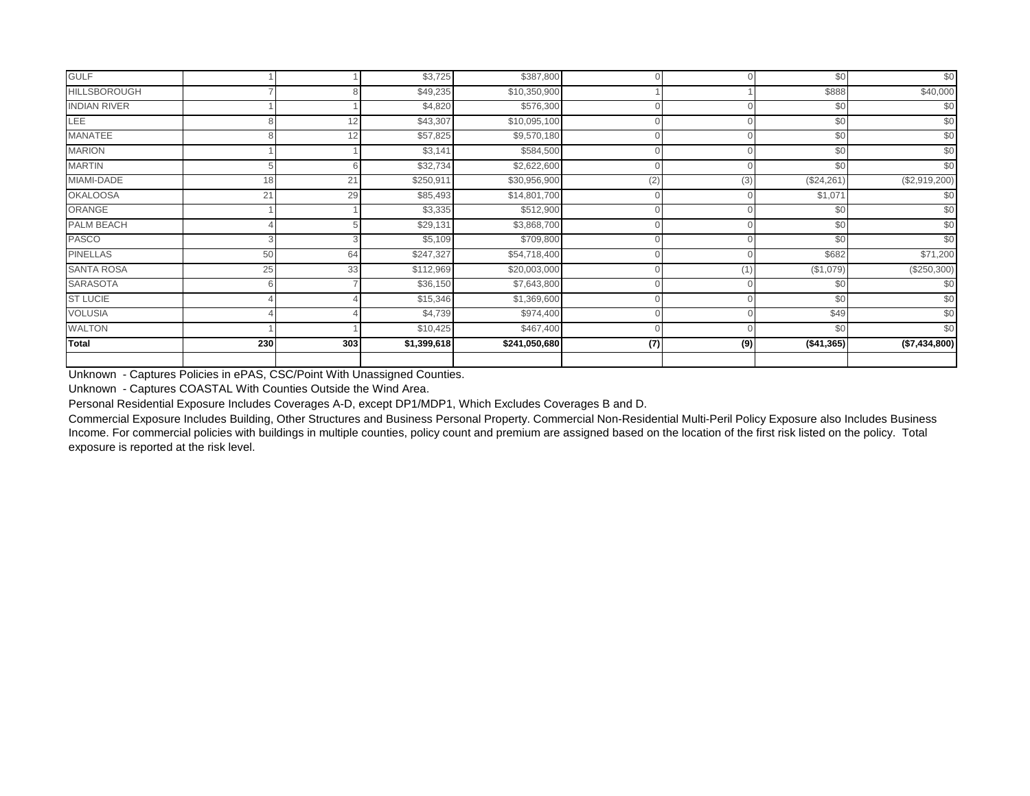| | | | | | | | | |
|---|---|---|---|---|---|---|---|---|
| GULF | 1 | 1 | $3,725 | $387,800 | 0 | 0 | $0 | $0 |
| HILLSBOROUGH | 7 | 8 | $49,235 | $10,350,900 | 1 | 1 | $888 | $40,000 |
| INDIAN RIVER | 1 | 1 | $4,820 | $576,300 | 0 | 0 | $0 | $0 |
| LEE | 8 | 12 | $43,307 | $10,095,100 | 0 | 0 | $0 | $0 |
| MANATEE | 8 | 12 | $57,825 | $9,570,180 | 0 | 0 | $0 | $0 |
| MARION | 1 | 1 | $3,141 | $584,500 | 0 | 0 | $0 | $0 |
| MARTIN | 5 | 6 | $32,734 | $2,622,600 | 0 | 0 | $0 | $0 |
| MIAMI-DADE | 18 | 21 | $250,911 | $30,956,900 | (2) | (3) | ($24,261) | ($2,919,200) |
| OKALOOSA | 21 | 29 | $85,493 | $14,801,700 | 0 | 0 | $1,071 | $0 |
| ORANGE | 1 | 1 | $3,335 | $512,900 | 0 | 0 | $0 | $0 |
| PALM BEACH | 4 | 5 | $29,131 | $3,868,700 | 0 | 0 | $0 | $0 |
| PASCO | 3 | 3 | $5,109 | $709,800 | 0 | 0 | $0 | $0 |
| PINELLAS | 50 | 64 | $247,327 | $54,718,400 | 0 | 0 | $682 | $71,200 |
| SANTA ROSA | 25 | 33 | $112,969 | $20,003,000 | 0 | (1) | ($1,079) | ($250,300) |
| SARASOTA | 6 | 7 | $36,150 | $7,643,800 | 0 | 0 | $0 | $0 |
| ST LUCIE | 4 | 4 | $15,346 | $1,369,600 | 0 | 0 | $0 | $0 |
| VOLUSIA | 4 | 4 | $4,739 | $974,400 | 0 | 0 | $49 | $0 |
| WALTON | 1 | 1 | $10,425 | $467,400 | 0 | 0 | $0 | $0 |
| **Total** | **230** | **303** | **$1,399,618** | **$241,050,680** | **(7)** | **(9)** | **($41,365)** | **($7,434,800)** |
| | | | | | | | | |

Unknown - Captures Policies in ePAS, CSC/Point With Unassigned Counties.

Unknown - Captures COASTAL With Counties Outside the Wind Area.

Personal Residential Exposure Includes Coverages A-D, except DP1/MDP1, Which Excludes Coverages B and D.

Commercial Exposure Includes Building, Other Structures and Business Personal Property. Commercial Non-Residential Multi-Peril Policy Exposure also Includes Business Income. For commercial policies with buildings in multiple counties, policy count and premium are assigned based on the location of the first risk listed on the policy. Total exposure is reported at the risk level.